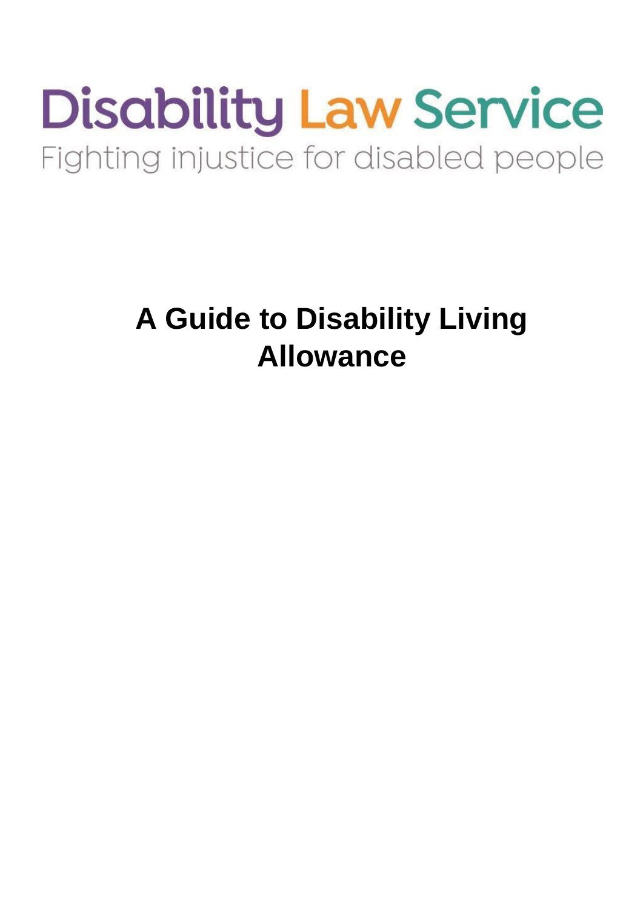Disability Law Service

Fighting injustice for disabled people

# A Guide to Disability Living Allowance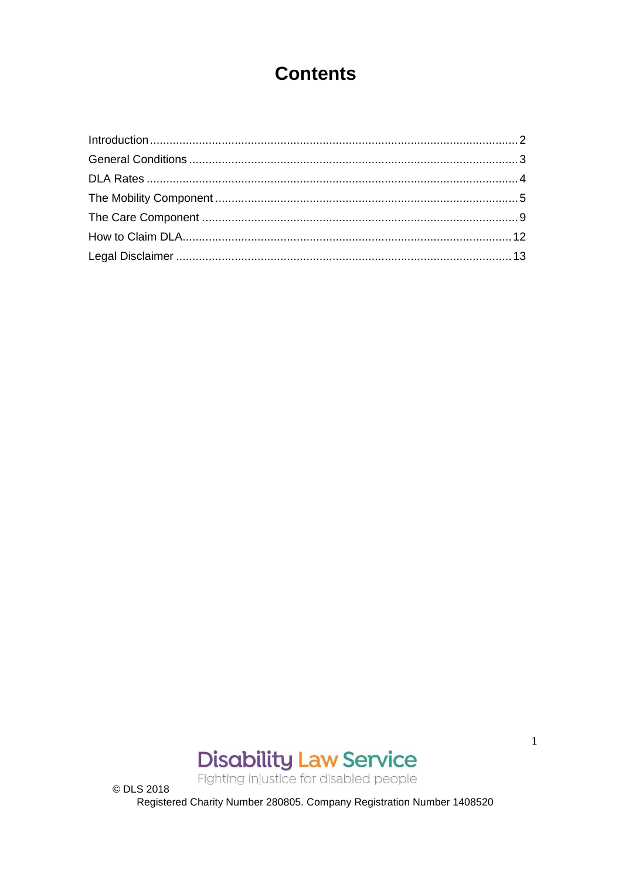# Contents

Introduction ........................................................ 2
General Conditions ................................................ 3
DLA Rates ............................................................ 4
The Mobility Component ........................................ 5
The Care Component ............................................. 9
How to Claim DLA ................................................ 12
Legal Disclaimer .................................................. 13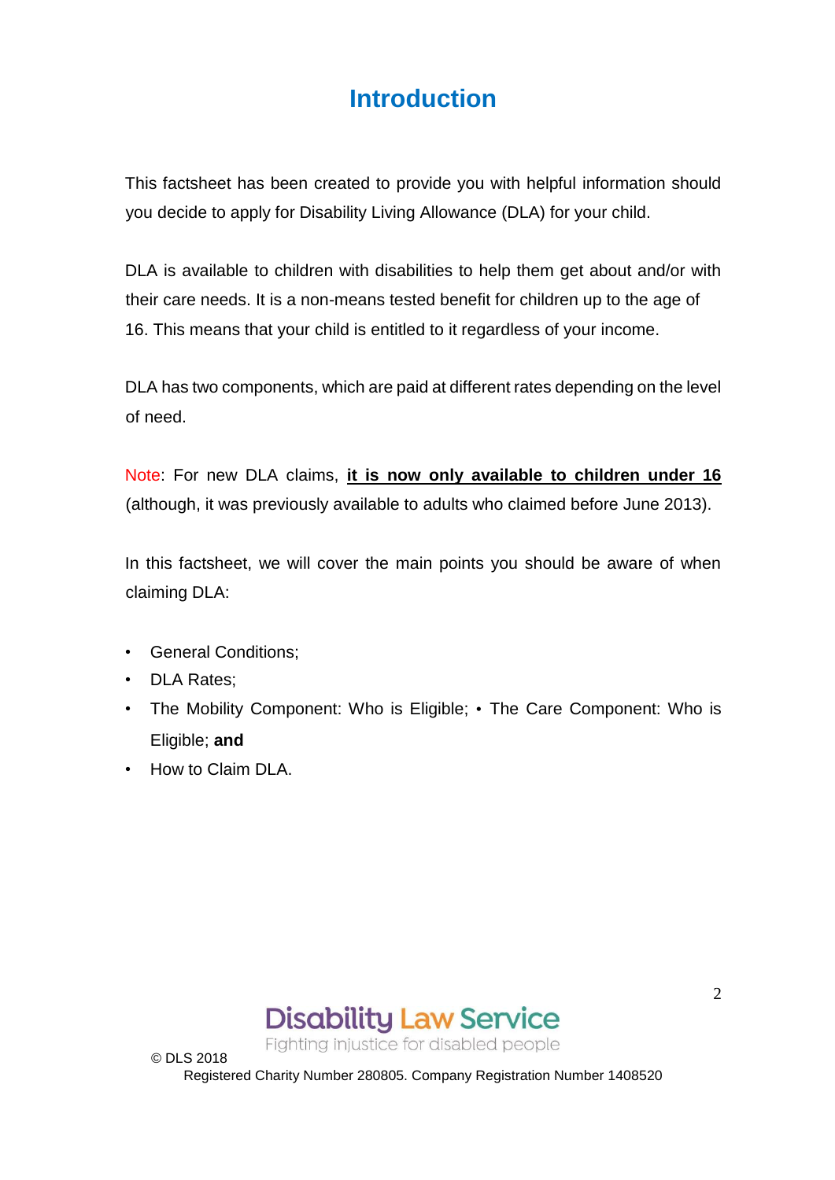# Introduction

This factsheet has been created to provide you with helpful information should you decide to apply for Disability Living Allowance (DLA) for your child.

DLA is available to children with disabilities to help them get about and/or with their care needs. It is a non-means tested benefit for children up to the age of 16. This means that your child is entitled to it regardless of your income.

DLA has two components, which are paid at different rates depending on the level of need.

Note: For new DLA claims, **it is now only available to children under 16** (although, it was previously available to adults who claimed before June 2013).

In this factsheet, we will cover the main points you should be aware of when claiming DLA:

- General Conditions;
- DLA Rates;
- The Mobility Component: Who is Eligible; • The Care Component: Who is Eligible; **and**
- How to Claim DLA.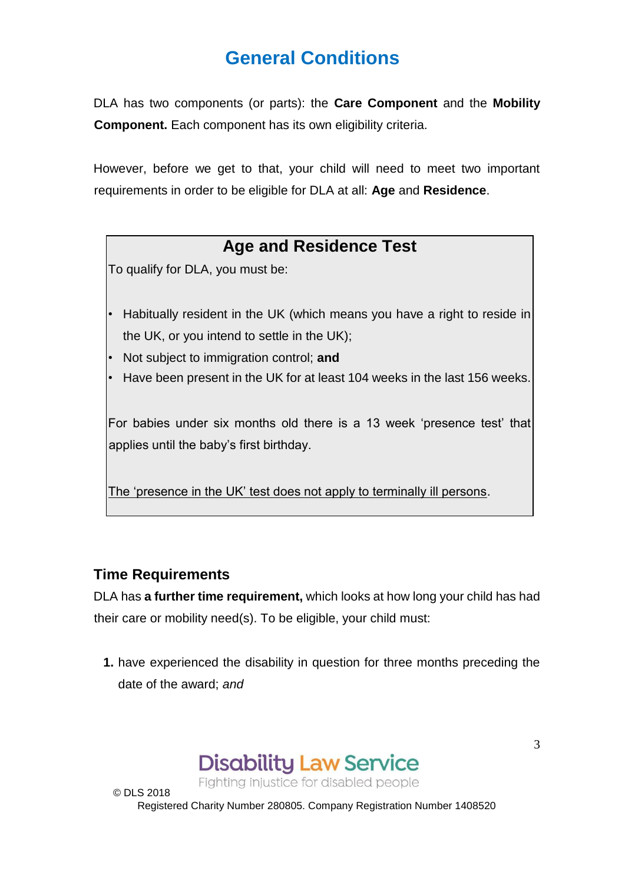# General Conditions

DLA has two components (or parts): the **Care Component** and the **Mobility Component.** Each component has its own eligibility criteria.

However, before we get to that, your child will need to meet two important requirements in order to be eligible for DLA at all: **Age** and **Residence**.

### Age and Residence Test

To qualify for DLA, you must be:

- Habitually resident in the UK (which means you have a right to reside in the UK, or you intend to settle in the UK);
- Not subject to immigration control; **and**
- Have been present in the UK for at least 104 weeks in the last 156 weeks.

For babies under six months old there is a 13 week 'presence test' that applies until the baby's first birthday.

<u>The 'presence in the UK' test does not apply to terminally ill persons</u>.

### Time Requirements

DLA has **a further time requirement,** which looks at how long your child has had their care or mobility need(s). To be eligible, your child must:

1. have experienced the disability in question for three months preceding the date of the award; *and*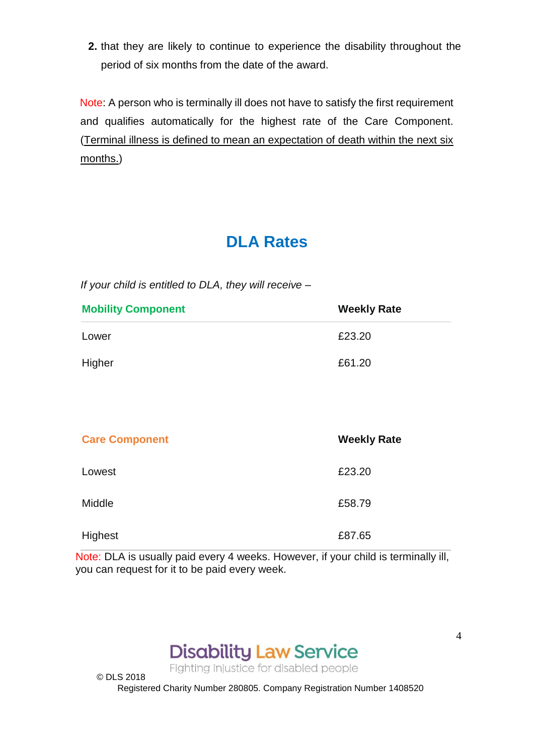2. that they are likely to continue to experience the disability throughout the period of six months from the date of the award.

Note: A person who is terminally ill does not have to satisfy the first requirement and qualifies automatically for the highest rate of the Care Component. (Terminal illness is defined to mean an expectation of death within the next six months.)

## DLA Rates

*If your child is entitled to DLA, they will receive –*

| Mobility Component | Weekly Rate |
|---|---|
| Lower | £23.20 |
| Higher | £61.20 |

| Care Component | Weekly Rate |
|---|---|
| Lowest | £23.20 |
| Middle | £58.79 |
| Highest | £87.65 |

Note: DLA is usually paid every 4 weeks. However, if your child is terminally ill, you can request for it to be paid every week.

Disability Law Service
Fighting injustice for disabled people

© DLS 2018
Registered Charity Number 280805. Company Registration Number 1408520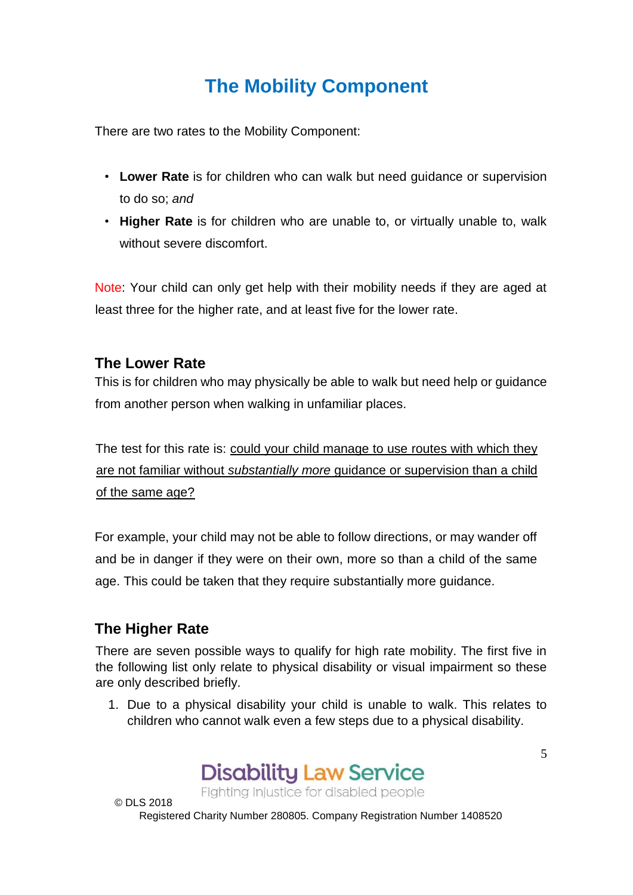# The Mobility Component

There are two rates to the Mobility Component:

- **Lower Rate** is for children who can walk but need guidance or supervision to do so; *and*
- **Higher Rate** is for children who are unable to, or virtually unable to, walk without severe discomfort.

Note: Your child can only get help with their mobility needs if they are aged at least three for the higher rate, and at least five for the lower rate.

## The Lower Rate

This is for children who may physically be able to walk but need help or guidance from another person when walking in unfamiliar places.

The test for this rate is: <u>could your child manage to use routes with which they are not familiar without *substantially more* guidance or supervision than a child of the same age?</u>

For example, your child may not be able to follow directions, or may wander off and be in danger if they were on their own, more so than a child of the same age. This could be taken that they require substantially more guidance.

## The Higher Rate

There are seven possible ways to qualify for high rate mobility. The first five in the following list only relate to physical disability or visual impairment so these are only described briefly.

1. Due to a physical disability your child is unable to walk. This relates to children who cannot walk even a few steps due to a physical disability.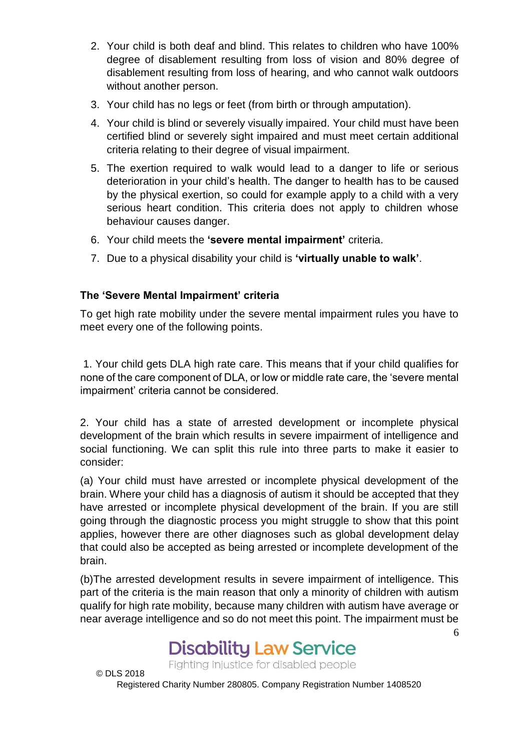2. Your child is both deaf and blind. This relates to children who have 100% degree of disablement resulting from loss of vision and 80% degree of disablement resulting from loss of hearing, and who cannot walk outdoors without another person.
3. Your child has no legs or feet (from birth or through amputation).
4. Your child is blind or severely visually impaired. Your child must have been certified blind or severely sight impaired and must meet certain additional criteria relating to their degree of visual impairment.
5. The exertion required to walk would lead to a danger to life or serious deterioration in your child's health. The danger to health has to be caused by the physical exertion, so could for example apply to a child with a very serious heart condition. This criteria does not apply to children whose behaviour causes danger.
6. Your child meets the **'severe mental impairment'** criteria.
7. Due to a physical disability your child is **'virtually unable to walk'**.

### The 'Severe Mental Impairment' criteria

To get high rate mobility under the severe mental impairment rules you have to meet every one of the following points.

1. Your child gets DLA high rate care. This means that if your child qualifies for none of the care component of DLA, or low or middle rate care, the 'severe mental impairment' criteria cannot be considered.

2. Your child has a state of arrested development or incomplete physical development of the brain which results in severe impairment of intelligence and social functioning. We can split this rule into three parts to make it easier to consider:

(a) Your child must have arrested or incomplete physical development of the brain. Where your child has a diagnosis of autism it should be accepted that they have arrested or incomplete physical development of the brain. If you are still going through the diagnostic process you might struggle to show that this point applies, however there are other diagnoses such as global development delay that could also be accepted as being arrested or incomplete development of the brain.

(b)The arrested development results in severe impairment of intelligence. This part of the criteria is the main reason that only a minority of children with autism qualify for high rate mobility, because many children with autism have average or near average intelligence and so do not meet this point. The impairment must be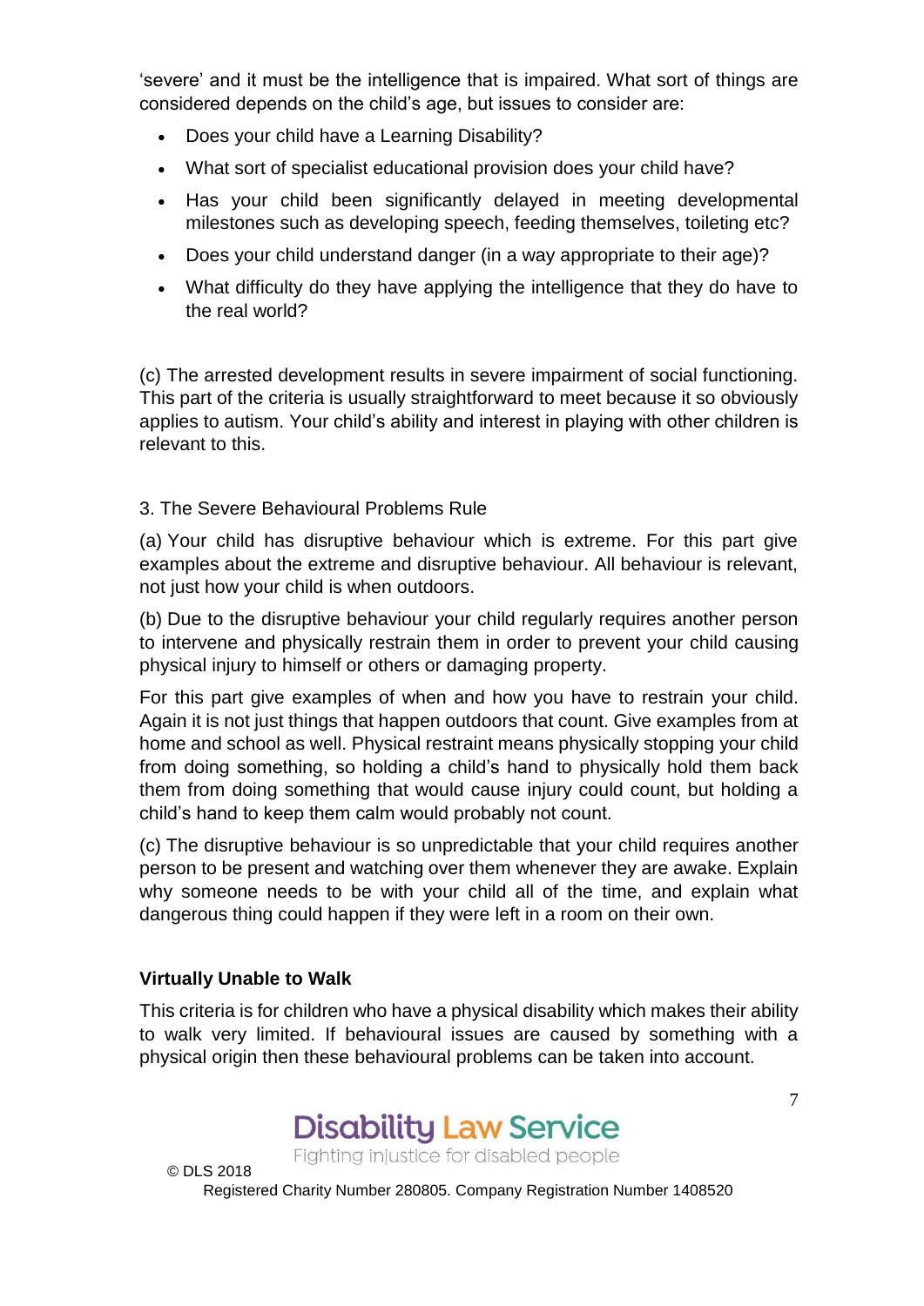'severe' and it must be the intelligence that is impaired. What sort of things are considered depends on the child's age, but issues to consider are:

- Does your child have a Learning Disability?
- What sort of specialist educational provision does your child have?
- Has your child been significantly delayed in meeting developmental milestones such as developing speech, feeding themselves, toileting etc?
- Does your child understand danger (in a way appropriate to their age)?
- What difficulty do they have applying the intelligence that they do have to the real world?

(c) The arrested development results in severe impairment of social functioning. This part of the criteria is usually straightforward to meet because it so obviously applies to autism. Your child's ability and interest in playing with other children is relevant to this.

3. The Severe Behavioural Problems Rule

(a) Your child has disruptive behaviour which is extreme. For this part give examples about the extreme and disruptive behaviour. All behaviour is relevant, not just how your child is when outdoors.

(b) Due to the disruptive behaviour your child regularly requires another person to intervene and physically restrain them in order to prevent your child causing physical injury to himself or others or damaging property.

For this part give examples of when and how you have to restrain your child. Again it is not just things that happen outdoors that count. Give examples from at home and school as well. Physical restraint means physically stopping your child from doing something, so holding a child's hand to physically hold them back them from doing something that would cause injury could count, but holding a child's hand to keep them calm would probably not count.

(c) The disruptive behaviour is so unpredictable that your child requires another person to be present and watching over them whenever they are awake. Explain why someone needs to be with your child all of the time, and explain what dangerous thing could happen if they were left in a room on their own.

**Virtually Unable to Walk**

This criteria is for children who have a physical disability which makes their ability to walk very limited. If behavioural issues are caused by something with a physical origin then these behavioural problems can be taken into account.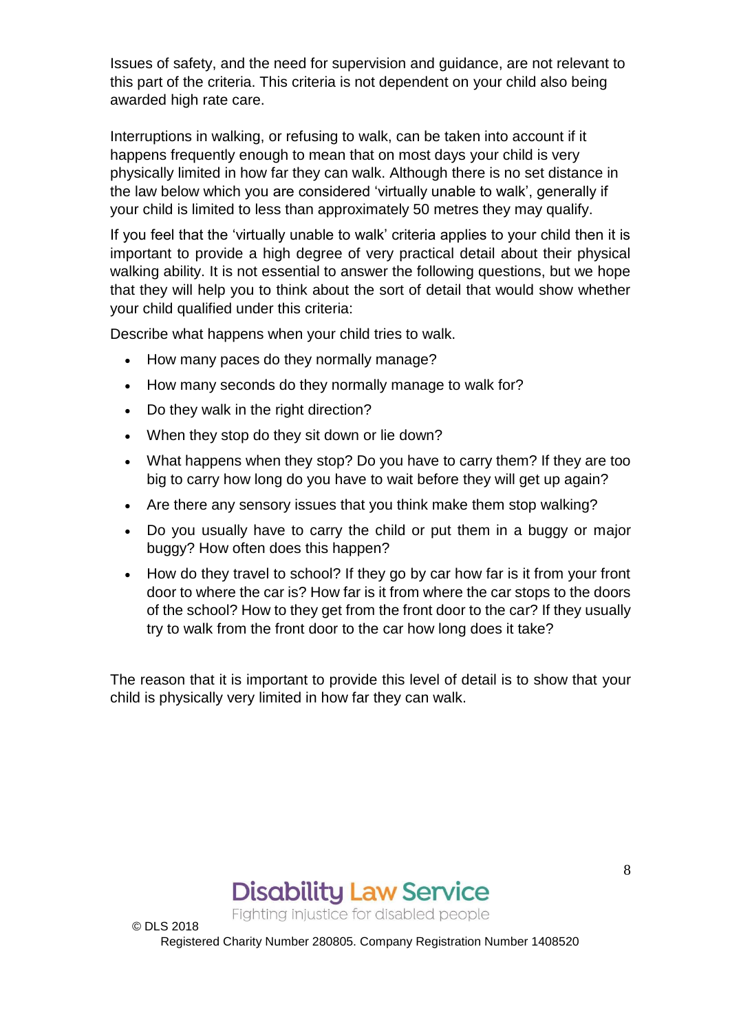Issues of safety, and the need for supervision and guidance, are not relevant to this part of the criteria. This criteria is not dependent on your child also being awarded high rate care.

Interruptions in walking, or refusing to walk, can be taken into account if it happens frequently enough to mean that on most days your child is very physically limited in how far they can walk. Although there is no set distance in the law below which you are considered 'virtually unable to walk', generally if your child is limited to less than approximately 50 metres they may qualify.

If you feel that the 'virtually unable to walk' criteria applies to your child then it is important to provide a high degree of very practical detail about their physical walking ability. It is not essential to answer the following questions, but we hope that they will help you to think about the sort of detail that would show whether your child qualified under this criteria:

Describe what happens when your child tries to walk.

- How many paces do they normally manage?
- How many seconds do they normally manage to walk for?
- Do they walk in the right direction?
- When they stop do they sit down or lie down?
- What happens when they stop? Do you have to carry them? If they are too big to carry how long do you have to wait before they will get up again?
- Are there any sensory issues that you think make them stop walking?
- Do you usually have to carry the child or put them in a buggy or major buggy? How often does this happen?
- How do they travel to school? If they go by car how far is it from your front door to where the car is? How far is it from where the car stops to the doors of the school? How to they get from the front door to the car? If they usually try to walk from the front door to the car how long does it take?

The reason that it is important to provide this level of detail is to show that your child is physically very limited in how far they can walk.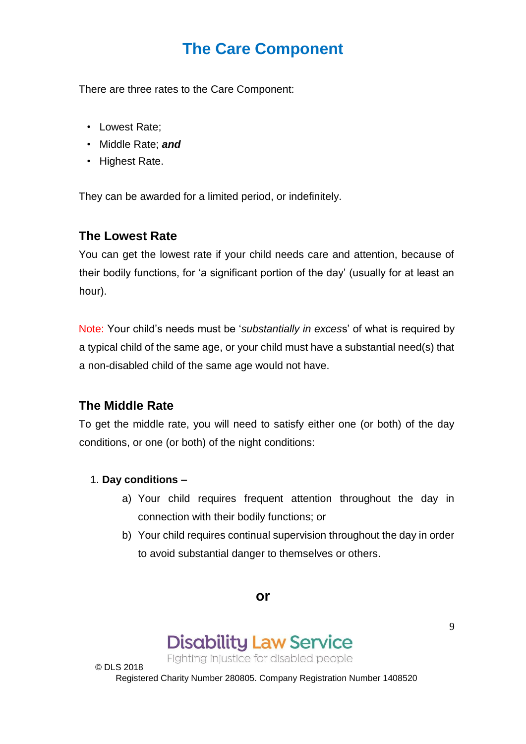# The Care Component

There are three rates to the Care Component:

- Lowest Rate;
- Middle Rate; ***and***
- Highest Rate.

They can be awarded for a limited period, or indefinitely.

## The Lowest Rate

You can get the lowest rate if your child needs care and attention, because of their bodily functions, for 'a significant portion of the day' (usually for at least an hour).

Note: Your child's needs must be '*substantially in excess*' of what is required by a typical child of the same age, or your child must have a substantial need(s) that a non-disabled child of the same age would not have.

## The Middle Rate

To get the middle rate, you will need to satisfy either one (or both) of the day conditions, or one (or both) of the night conditions:

1. **Day conditions –**
   a) Your child requires frequent attention throughout the day in connection with their bodily functions; or
   b) Your child requires continual supervision throughout the day in order to avoid substantial danger to themselves or others.

**or**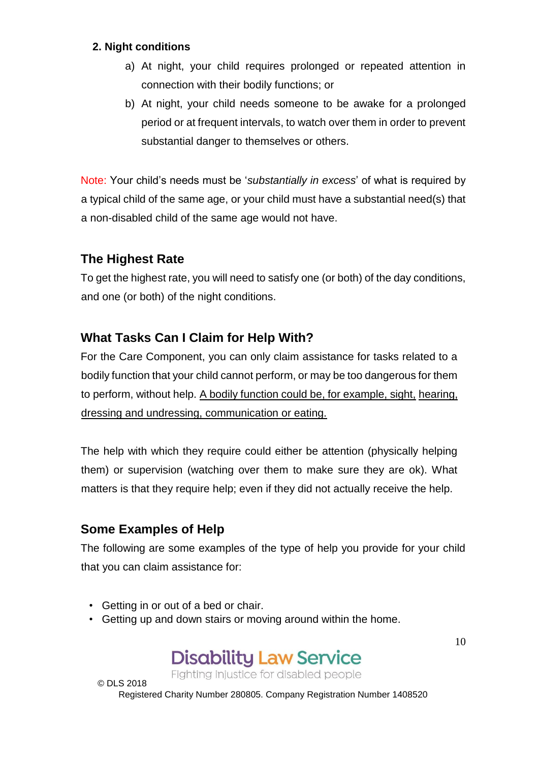**2. Night conditions**

a) At night, your child requires prolonged or repeated attention in connection with their bodily functions; or

b) At night, your child needs someone to be awake for a prolonged period or at frequent intervals, to watch over them in order to prevent substantial danger to themselves or others.

Note: Your child's needs must be '*substantially in excess*' of what is required by a typical child of the same age, or your child must have a substantial need(s) that a non-disabled child of the same age would not have.

## The Highest Rate

To get the highest rate, you will need to satisfy one (or both) of the day conditions, and one (or both) of the night conditions.

## What Tasks Can I Claim for Help With?

For the Care Component, you can only claim assistance for tasks related to a bodily function that your child cannot perform, or may be too dangerous for them to perform, without help. A bodily function could be, for example, sight, hearing, dressing and undressing, communication or eating.

The help with which they require could either be attention (physically helping them) or supervision (watching over them to make sure they are ok). What matters is that they require help; even if they did not actually receive the help.

## Some Examples of Help

The following are some examples of the type of help you provide for your child that you can claim assistance for:

- Getting in or out of a bed or chair.
- Getting up and down stairs or moving around within the home.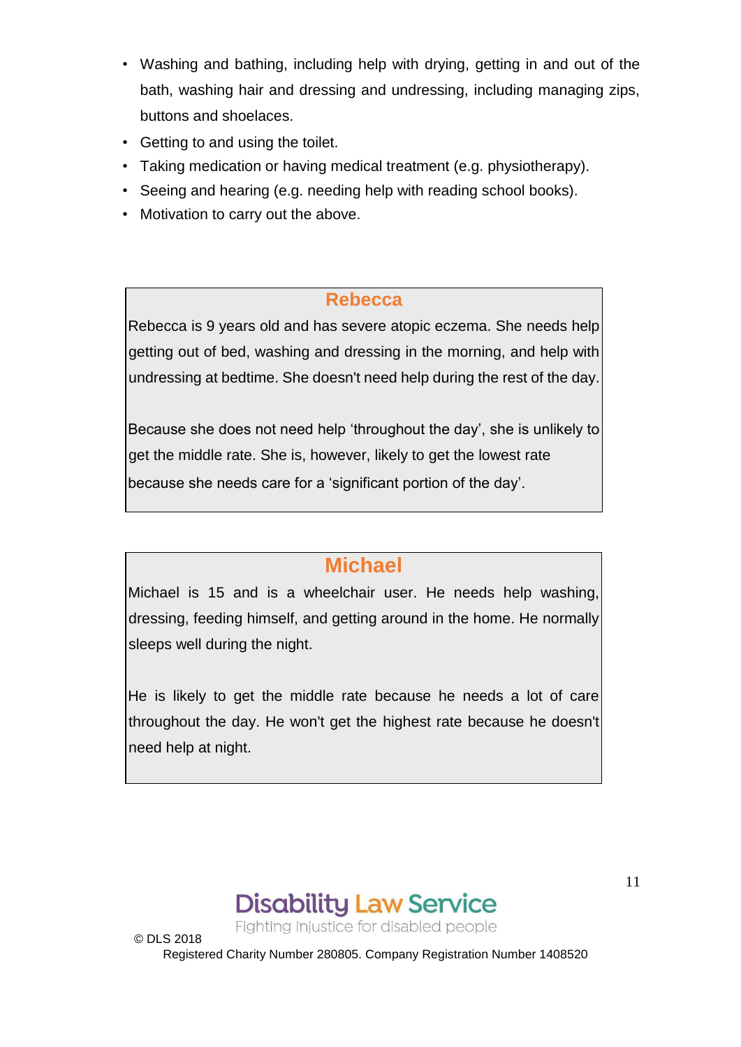- Washing and bathing, including help with drying, getting in and out of the bath, washing hair and dressing and undressing, including managing zips, buttons and shoelaces.
- Getting to and using the toilet.
- Taking medication or having medical treatment (e.g. physiotherapy).
- Seeing and hearing (e.g. needing help with reading school books).
- Motivation to carry out the above.

### Rebecca

Rebecca is 9 years old and has severe atopic eczema. She needs help getting out of bed, washing and dressing in the morning, and help with undressing at bedtime. She doesn't need help during the rest of the day.

Because she does not need help 'throughout the day', she is unlikely to get the middle rate. She is, however, likely to get the lowest rate because she needs care for a 'significant portion of the day'.

### Michael

Michael is 15 and is a wheelchair user. He needs help washing, dressing, feeding himself, and getting around in the home. He normally sleeps well during the night.

He is likely to get the middle rate because he needs a lot of care throughout the day. He won't get the highest rate because he doesn't need help at night.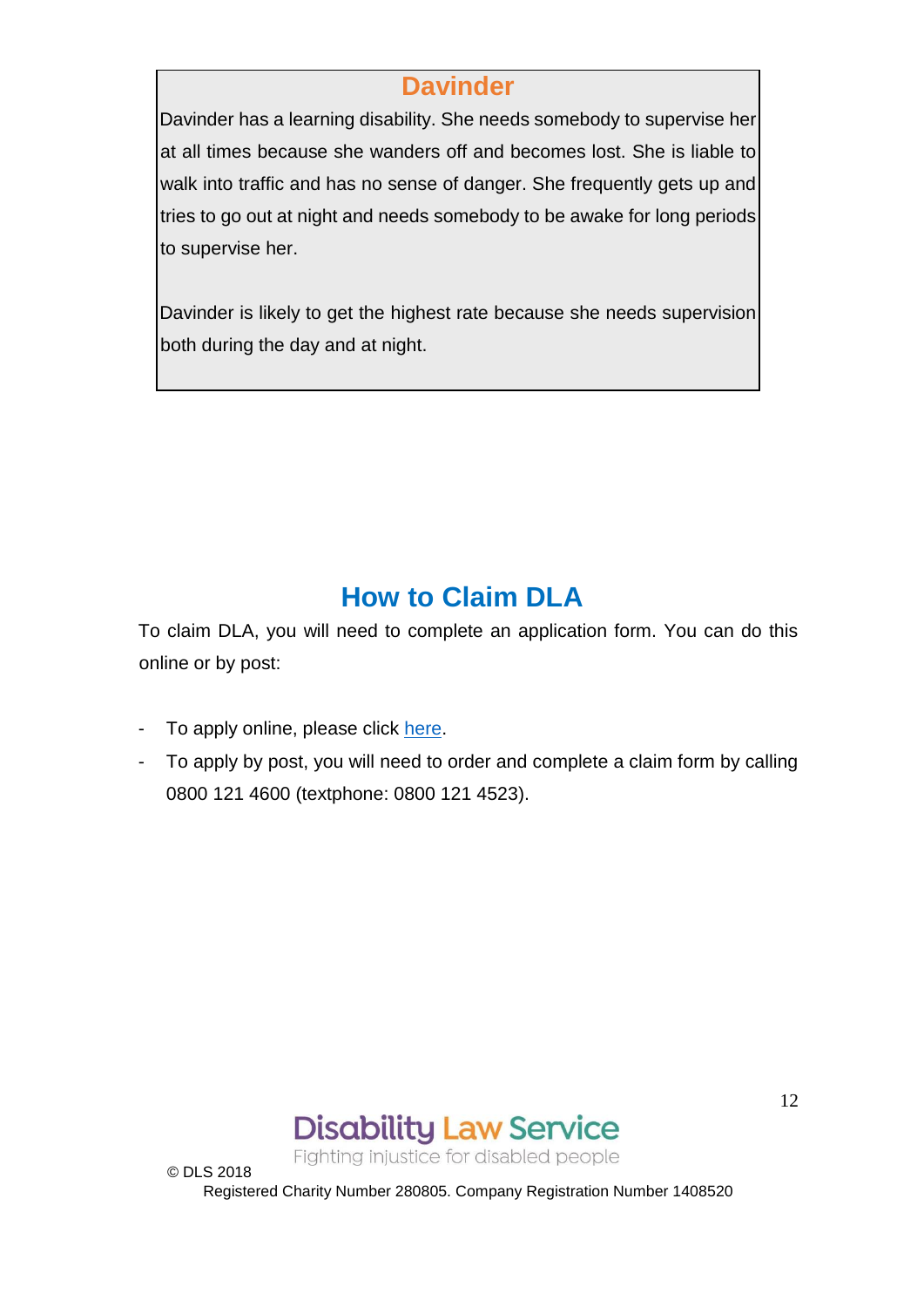### Davinder

Davinder has a learning disability. She needs somebody to supervise her at all times because she wanders off and becomes lost. She is liable to walk into traffic and has no sense of danger. She frequently gets up and tries to go out at night and needs somebody to be awake for long periods to supervise her.

Davinder is likely to get the highest rate because she needs supervision both during the day and at night.

## How to Claim DLA

To claim DLA, you will need to complete an application form. You can do this online or by post:

- To apply online, please click here.
- To apply by post, you will need to order and complete a claim form by calling 0800 121 4600 (textphone: 0800 121 4523).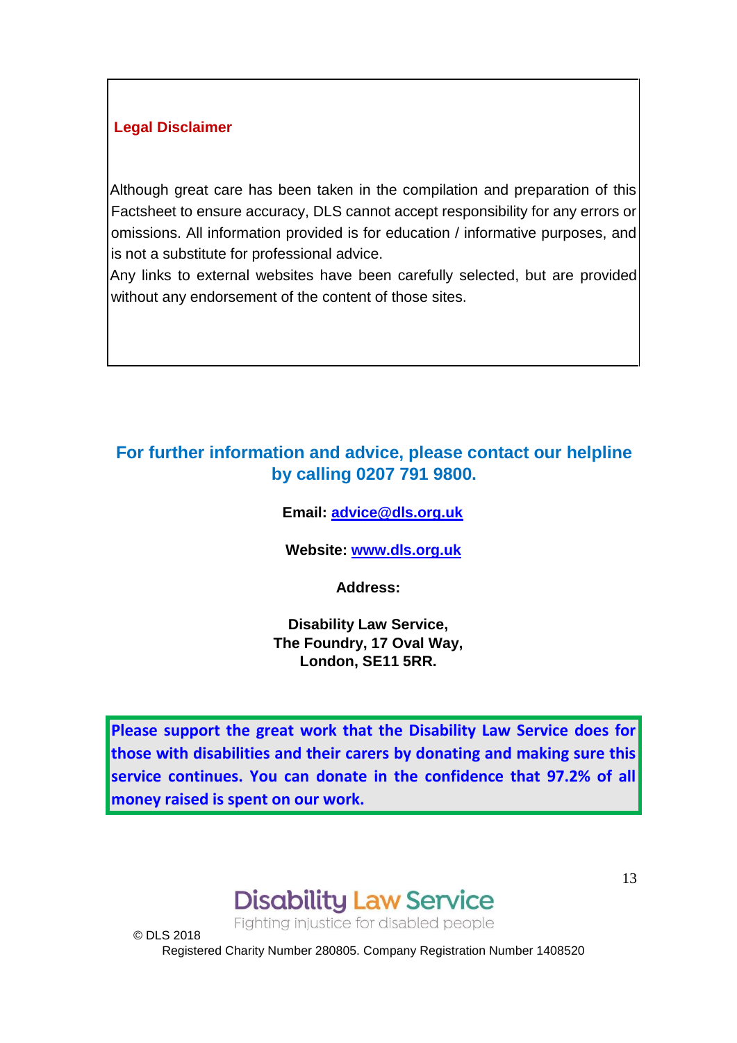## Legal Disclaimer

Although great care has been taken in the compilation and preparation of this Factsheet to ensure accuracy, DLS cannot accept responsibility for any errors or omissions. All information provided is for education / informative purposes, and is not a substitute for professional advice.

Any links to external websites have been carefully selected, but are provided without any endorsement of the content of those sites.

**For further information and advice, please contact our helpline by calling 0207 791 9800.**

**Email:** [advice@dls.org.uk](mailto:advice@dls.org.uk)

**Website:** [www.dls.org.uk](http://www.dls.org.uk)

**Address:**

**Disability Law Service,**
**The Foundry, 17 Oval Way,**
**London, SE11 5RR.**

**Please support the great work that the Disability Law Service does for those with disabilities and their carers by donating and making sure this service continues. You can donate in the confidence that 97.2% of all money raised is spent on our work.**

Disability Law Service
Fighting injustice for disabled people

© DLS 2018
Registered Charity Number 280805. Company Registration Number 1408520